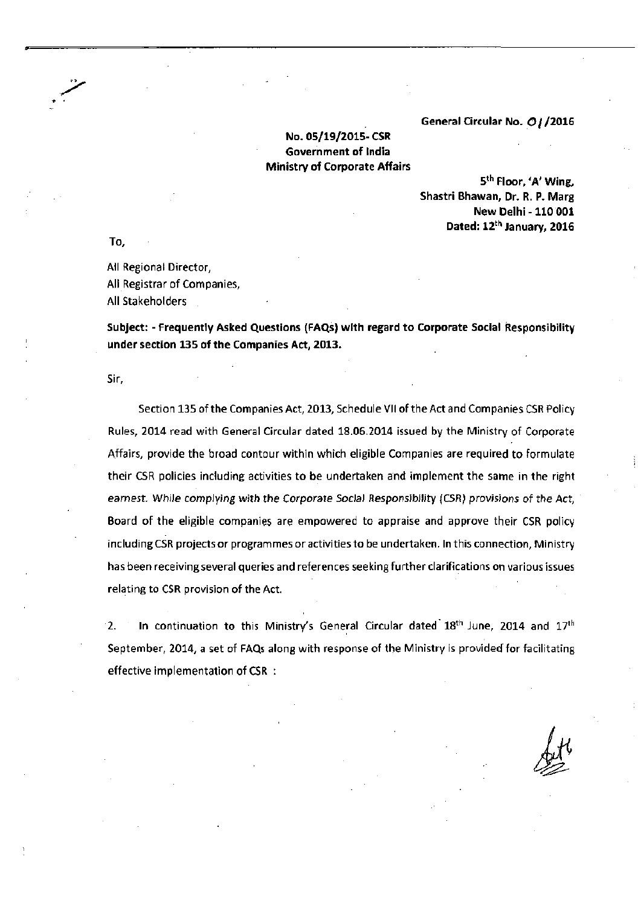General Circular No. 01/2016

**No. 05/19/2015- CSR**
**Government of India**
**Ministry of Corporate Affairs**

5th Floor, 'A' Wing,
Shastri Bhawan, Dr. R. P. Marg
New Delhi - 110 001
Dated: 12th January, 2016

To,

All Regional Director,
All Registrar of Companies,
All Stakeholders

**Subject: - Frequently Asked Questions (FAQs) with regard to Corporate Social Responsibility under section 135 of the Companies Act, 2013.**

Sir,

Section 135 of the Companies Act, 2013, Schedule VII of the Act and Companies CSR Policy Rules, 2014 read with General Circular dated 18.06.2014 issued by the Ministry of Corporate Affairs, provide the broad contour within which eligible Companies are required to formulate their CSR policies including activities to be undertaken and implement the same in the right earnest. While complying with the Corporate Social Responsibility (CSR) provisions of the Act, Board of the eligible companies are empowered to appraise and approve their CSR policy including CSR projects or programmes or activities to be undertaken. In this connection, Ministry has been receiving several queries and references seeking further clarifications on various issues relating to CSR provision of the Act.

2. In continuation to this Ministry's General Circular dated 18th June, 2014 and 17th September, 2014, a set of FAQs along with response of the Ministry is provided for facilitating effective implementation of CSR :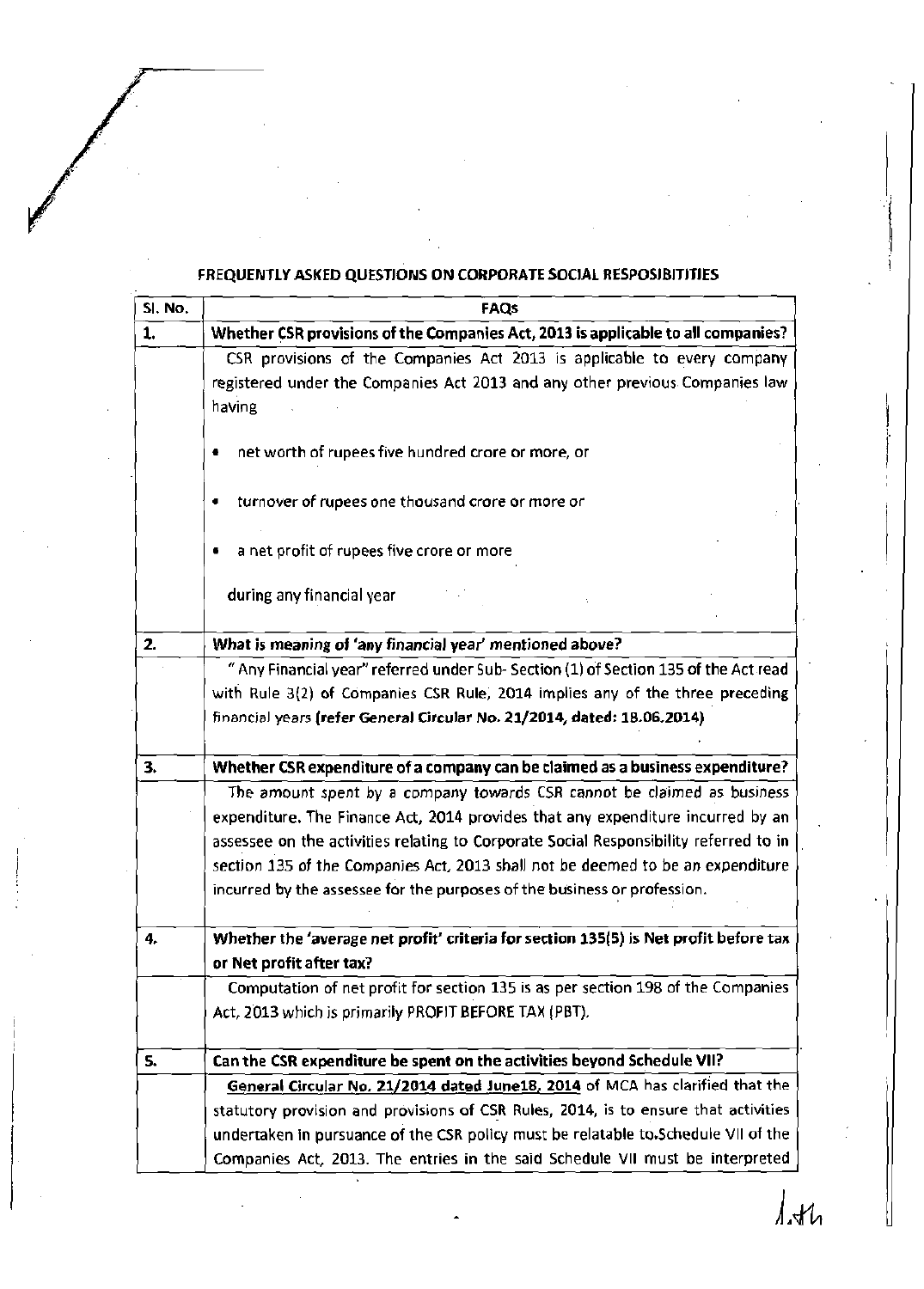**FREQUENTLY ASKED QUESTIONS ON CORPORATE SOCIAL RESPOSIBITJTIES**

| Sl. No. | FAQs |
|---|---|
| **1.** | **Whether CSR provisions of the Companies Act, 2013 is applicable to all companies?** |
| | CSR provisions of the Companies Act 2013 is applicable to every company registered under the Companies Act 2013 and any other previous Companies law having<br>• net worth of rupees five hundred crore or more, or<br>• turnover of rupees one thousand crore or more or<br>• a net profit of rupees five crore or more<br>during any financial year |
| **2.** | ***What is meaning of 'any financial year' mentioned above?*** |
| | " Any Financial year" referred under Sub- Section (1) of Section 135 of the Act read with Rule 3(2) of Companies CSR Rule, 2014 implies any of the three preceding financial years **(refer General Circular No. 21/2014, dated: 18.06.2014)** |
| **3.** | **Whether CSR expenditure of a company can be claimed as a business expenditure?** |
| | The amount spent by a company towards CSR cannot be claimed as business expenditure. The Finance Act, 2014 provides that any expenditure incurred by an assessee on the activities relating to Corporate Social Responsibility referred to in section 135 of the Companies Act, 2013 shall not be deemed to be an expenditure incurred by the assessee for the purposes of the business or profession. |
| **4.** | **Whether the 'average net profit' criteria for section 135(5) is Net profit before tax or Net profit after tax?** |
| | Computation of net profit for section 135 is as per section 198 of the Companies Act, 2013 which is primarily PROFIT BEFORE TAX (PBT). |
| **5.** | **Can the CSR expenditure be spent on the activities beyond Schedule VII?** |
| | **General Circular No. 21/2014 dated June18, 2014** of MCA has clarified that the statutory provision and provisions of CSR Rules, 2014, is to ensure that activities undertaken in pursuance of the CSR policy must be relatable to.Schedule VII of the Companies Act, 2013. The entries in the said Schedule VII must be interpreted |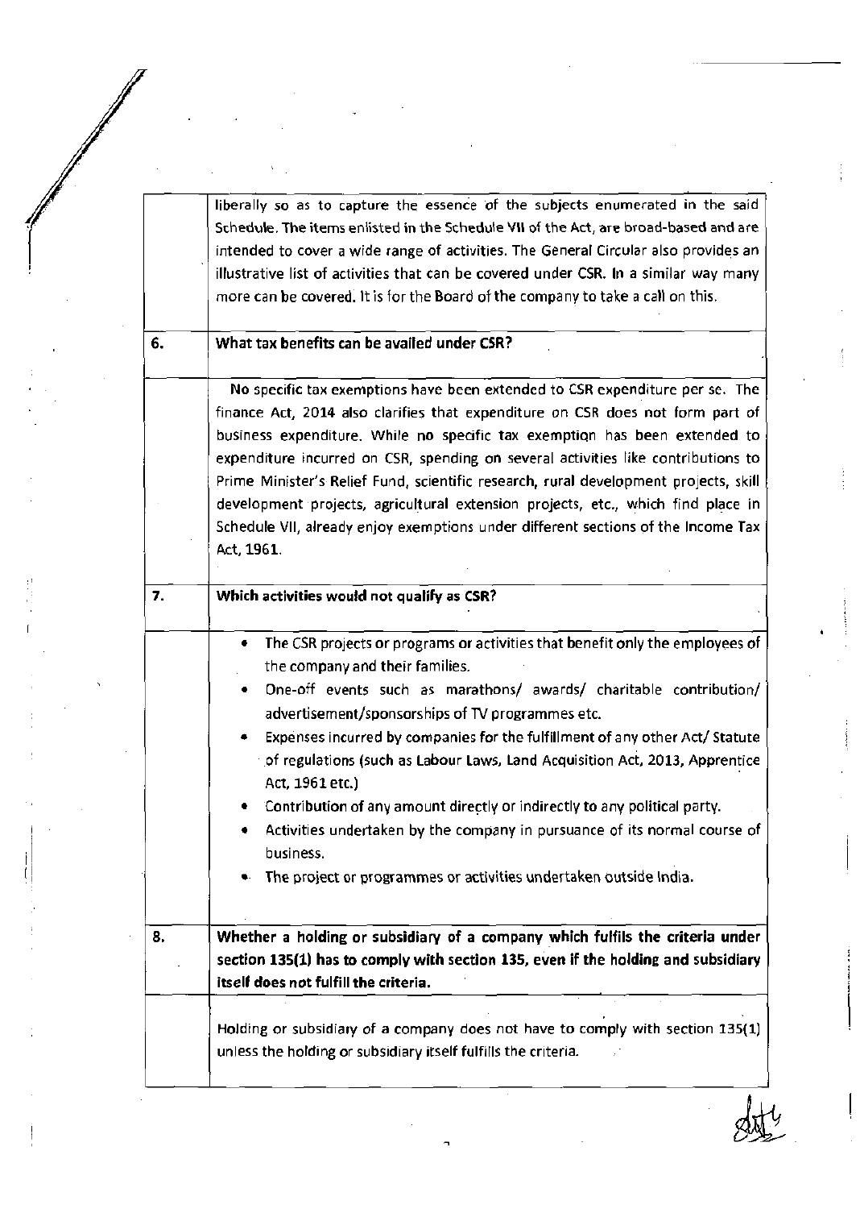| | |
|---|---|
| | liberally so as to capture the essence of the subjects enumerated in the said Schedule. The items enlisted in the Schedule VII of the Act, are broad-based and are intended to cover a wide range of activities. The General Circular also provides an illustrative list of activities that can be covered under CSR. In a similar way many more can be covered. It is for the Board of the company to take a call on this. |
| **6.** | **What tax benefits can be availed under CSR?** |
| | No specific tax exemptions have been extended to CSR expenditure per se. The finance Act, 2014 also clarifies that expenditure on CSR does not form part of business expenditure. While no specific tax exemption has been extended to expenditure incurred on CSR, spending on several activities like contributions to Prime Minister's Relief Fund, scientific research, rural development projects, skill development projects, agricultural extension projects, etc., which find place in Schedule VII, already enjoy exemptions under different sections of the Income Tax Act, 1961. |
| **7.** | **Which activities would not qualify as CSR?** |
| | • The CSR projects or programs or activities that benefit only the employees of the company and their families.<br>• One-off events such as marathons/ awards/ charitable contribution/ advertisement/sponsorships of TV programmes etc.<br>• Expenses incurred by companies for the fulfillment of any other Act/ Statute of regulations (such as Labour Laws, Land Acquisition Act, 2013, Apprentice Act, 1961 etc.)<br>• Contribution of any amount directly or indirectly to any political party.<br>• Activities undertaken by the company in pursuance of its normal course of business.<br>• The project or programmes or activities undertaken outside India. |
| **8.** | **Whether a holding or subsidiary of a company which fulfils the criteria under section 135(1) has to comply with section 135, even if the holding and subsidiary itself does not fulfill the criteria.** |
| | Holding or subsidiary of a company does not have to comply with section 135(1) unless the holding or subsidiary itself fulfills the criteria. |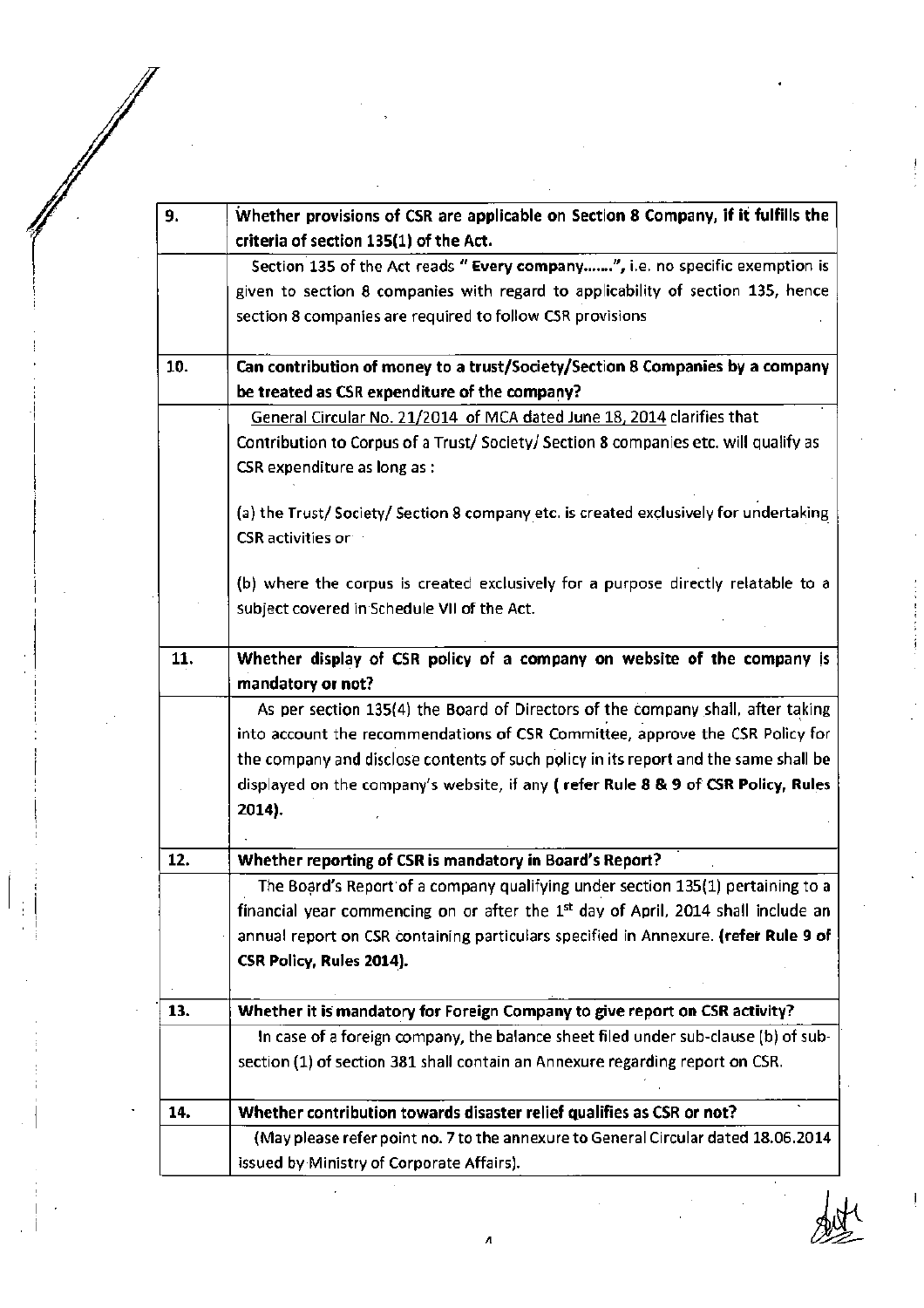| | |
|---|---|
| 9. | **Whether provisions of CSR are applicable on Section 8 Company, if it fulfills the criteria of section 135(1) of the Act.** |
| | Section 135 of the Act reads " **Every company…….**", i.e. no specific exemption is given to section 8 companies with regard to applicability of section 135, hence section 8 companies are required to follow CSR provisions |
| 10. | **Can contribution of money to a trust/Society/Section 8 Companies by a company be treated as CSR expenditure of the company?** |
| | General Circular No. 21/2014 of MCA dated June 18, 2014 clarifies that Contribution to Corpus of a Trust/ Society/ Section 8 companies etc. will qualify as CSR expenditure as long as :<br><br>(a) the Trust/ Society/ Section 8 company etc. is created exclusively for undertaking CSR activities or<br><br>(b) where the corpus is created exclusively for a purpose directly relatable to a subject covered in Schedule VII of the Act. |
| 11. | **Whether display of CSR policy of a company on website of the company is mandatory or not?** |
| | As per section 135(4) the Board of Directors of the company shall, after taking into account the recommendations of CSR Committee, approve the CSR Policy for the company and disclose contents of such policy in its report and the same shall be displayed on the company's website, if any ( **refer Rule 8 & 9 of CSR Policy, Rules 2014).** |
| 12. | **Whether reporting of CSR is mandatory in Board's Report?** |
| | The Board's Report of a company qualifying under section 135(1) pertaining to a financial year commencing on or after the 1st day of April, 2014 shall include an annual report on CSR containing particulars specified in Annexure. **(refer Rule 9 of CSR Policy, Rules 2014).** |
| 13. | **Whether it is mandatory for Foreign Company to give report on CSR activity?** |
| | In case of a foreign company, the balance sheet filed under sub-clause (b) of sub-section (1) of section 381 shall contain an Annexure regarding report on CSR. |
| 14. | **Whether contribution towards disaster relief qualifies as CSR or not?** |
| | (May please refer point no. 7 to the annexure to General Circular dated 18.06.2014 issued by Ministry of Corporate Affairs). |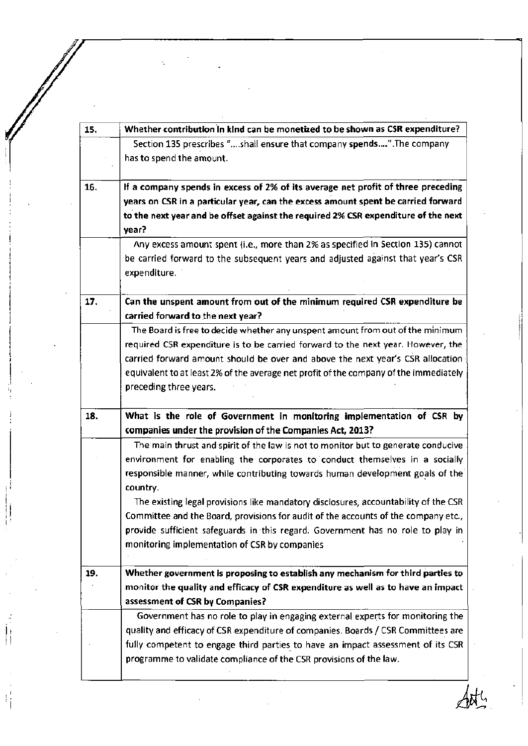| | |
|---|---|
| **15.** | **Whether contribution in kind can be monetized to be shown as CSR expenditure?** |
| | Section 135 prescribes "....shall ensure that company **spends....**".The company has to spend the amount. |
| **16.** | **If a company spends in excess of 2% of its average net profit of three preceding years on CSR in a particular year, can the excess amount spent be carried forward to the next year and be offset against the required 2% CSR expenditure of the next year?** |
| | Any excess amount spent (i.e., more than 2% as specified in Section 135) cannot be carried forward to the subsequent years and adjusted against that year's CSR expenditure. |
| **17.** | **Can the unspent amount from out of the minimum required CSR expenditure be carried forward to the next year?** |
| | The Board is free to decide whether any unspent amount from out of the minimum required CSR expenditure is to be carried forward to the next year. However, the carried forward amount should be over and above the next year's CSR allocation equivalent to at least 2% of the average net profit of the company of the immediately preceding three years. |
| **18.** | **What is the role of Government in monitoring implementation of CSR by companies under the provision of the Companies Act, 2013?** |
| | The main thrust and spirit of the law is not to monitor but to generate conducive environment for enabling the corporates to conduct themselves in a socially responsible manner, while contributing towards human development goals of the country. The existing legal provisions like mandatory disclosures, accountability of the CSR Committee and the Board, provisions for audit of the accounts of the company etc., provide sufficient safeguards in this regard. Government has no role to play in monitoring implementation of CSR by companies |
| **19.** | **Whether government is proposing to establish any mechanism for third parties to monitor the quality and efficacy of CSR expenditure as well as to have an impact assessment of CSR by Companies?** |
| | Government has no role to play in engaging external experts for monitoring the quality and efficacy of CSR expenditure of companies. Boards / CSR Committees are fully competent to engage third parties to have an impact assessment of its CSR programme to validate compliance of the CSR provisions of the law. |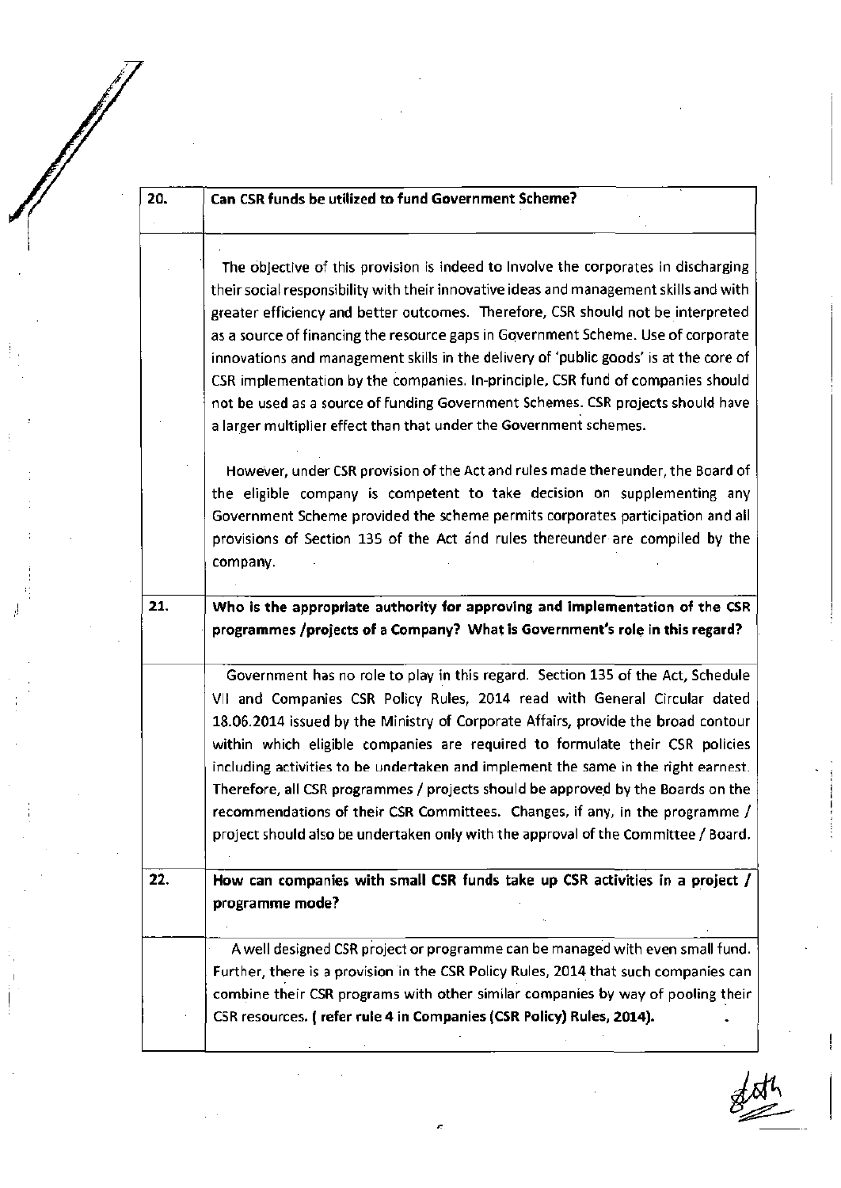| 20. | **Can CSR funds be utilized to fund Government Scheme?** |
|---|---|
| | The objective of this provision is indeed to involve the corporates in discharging their social responsibility with their innovative ideas and management skills and with greater efficiency and better outcomes. Therefore, CSR should not be interpreted as a source of financing the resource gaps in Government Scheme. Use of corporate innovations and management skills in the delivery of 'public goods' is at the core of CSR implementation by the companies. In-principle, CSR fund of companies should not be used as a source of funding Government Schemes. CSR projects should have a larger multiplier effect than that under the Government schemes.<br><br>However, under CSR provision of the Act and rules made thereunder, the Board of the eligible company is competent to take decision on supplementing any Government Scheme provided the scheme permits corporates participation and all provisions of Section 135 of the Act and rules thereunder are compiled by the company. |
| 21. | **Who is the appropriate authority for approving and implementation of the CSR programmes /projects of a Company? What is Government's role in this regard?** |
| | Government has no role to play in this regard. Section 135 of the Act, Schedule VII and Companies CSR Policy Rules, 2014 read with General Circular dated 18.06.2014 issued by the Ministry of Corporate Affairs, provide the broad contour within which eligible companies are required to formulate their CSR policies including activities to be undertaken and implement the same in the right earnest. Therefore, all CSR programmes / projects should be approved by the Boards on the recommendations of their CSR Committees. Changes, if any, in the programme / project should also be undertaken only with the approval of the Committee / Board. |
| 22. | **How can companies with small CSR funds take up CSR activities in a project / programme mode?** |
| | A well designed CSR project or programme can be managed with even small fund. Further, there is a provision in the CSR Policy Rules, 2014 that such companies can combine their CSR programs with other similar companies by way of pooling their CSR resources. **( refer rule 4 in Companies (CSR Policy) Rules, 2014).** |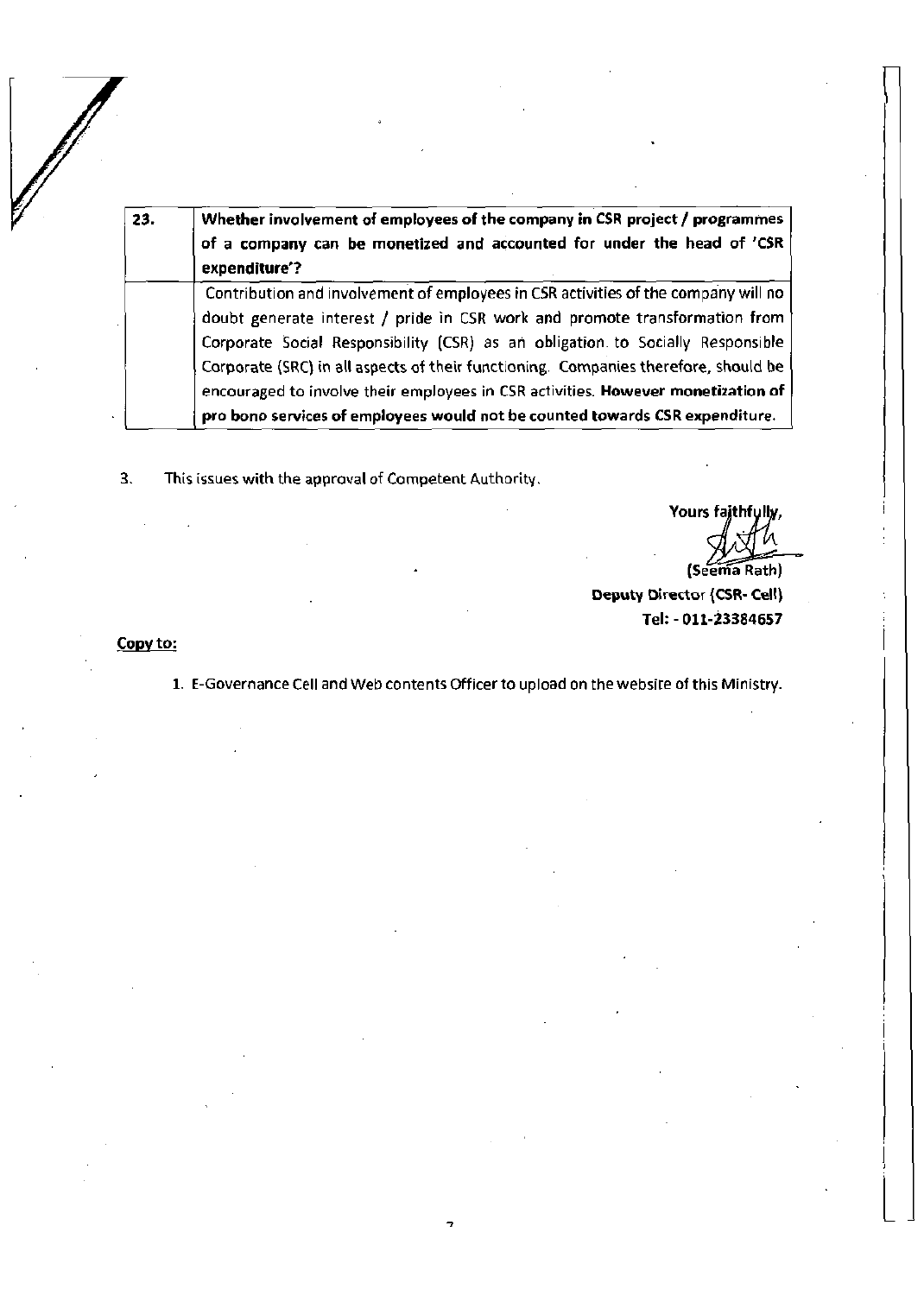| | |
|---|---|
| 23. | **Whether involvement of employees of the company in CSR project / programmes of a company can be monetized and accounted for under the head of 'CSR expenditure'?** |
| | Contribution and involvement of employees in CSR activities of the company will no doubt generate interest / pride in CSR work and promote transformation from Corporate Social Responsibility (CSR) as an obligation to Socially Responsible Corporate (SRC) in all aspects of their functioning. Companies therefore, should be encouraged to involve their employees in CSR activities. **However monetization of pro bono services of employees would not be counted towards CSR expenditure.** |

3. This issues with the approval of Competent Authority.

**Yours faithfully,**

(Seema Rath)
**Deputy Director (CSR- Cell)**
**Tel: - 011-23384657**

**Copy to:**

1. E-Governance Cell and Web contents Officer to upload on the website of this Ministry.